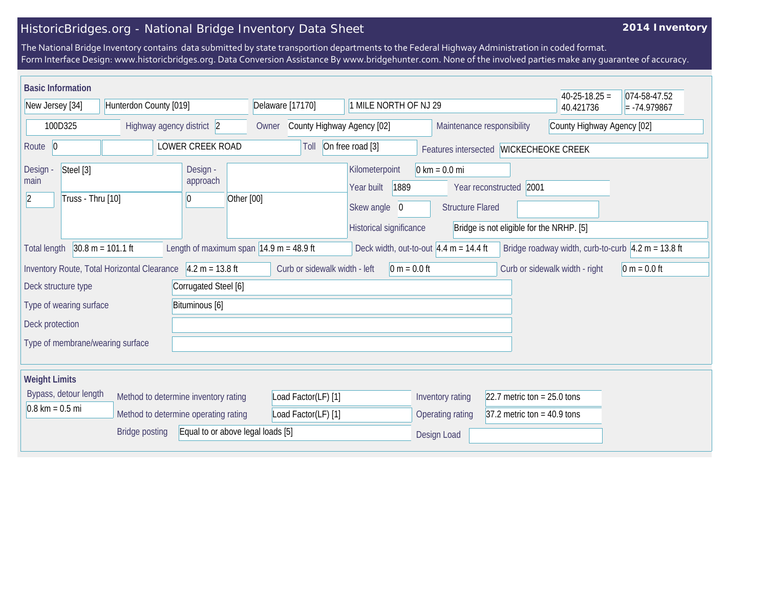# HistoricBridges.org - National Bridge Inventory Data Sheet

**2014 Inventory**

The National Bridge Inventory contains data submitted by state transportion departments to the Federal Highway Administration in coded format.
Form Interface Design: www.historicbridges.org. Data Conversion Assistance By www.bridgehunter.com. None of the involved parties make any guarantee of accuracy.

## Basic Information

| | |
|---|---|
| State | New Jersey [34] |
| County | Hunterdon County [019] |
| Place | Delaware [17170] |
| Location | 1 MILE NORTH OF NJ 29 |
| Latitude | 40-25-18.25 = 40.421736 |
| Longitude | 074-58-47.52 = -74.979867 |
| Structure number | 100D325 |
| Highway agency district | 2 |
| Owner | County Highway Agency [02] |
| Maintenance responsibility | County Highway Agency [02] |
| Route | 0 |
| Facility carried | LOWER CREEK ROAD |
| Toll | On free road [3] |
| Features intersected | WICKECHEOKE CREEK |
| Design - main | Steel [3] |
| | 2 — Truss - Thru [10] |
| Design - approach | |
| | 0 — Other [00] |
| Kilometerpoint | 0 km = 0.0 mi |
| Year built | 1889 |
| Year reconstructed | 2001 |
| Skew angle | 0 |
| Structure Flared | |
| Historical significance | Bridge is not eligible for the NRHP. [5] |
| Total length | 30.8 m = 101.1 ft |
| Length of maximum span | 14.9 m = 48.9 ft |
| Deck width, out-to-out | 4.4 m = 14.4 ft |
| Bridge roadway width, curb-to-curb | 4.2 m = 13.8 ft |
| Inventory Route, Total Horizontal Clearance | 4.2 m = 13.8 ft |
| Curb or sidewalk width - left | 0 m = 0.0 ft |
| Curb or sidewalk width - right | 0 m = 0.0 ft |
| Deck structure type | Corrugated Steel [6] |
| Type of wearing surface | Bituminous [6] |
| Deck protection | |
| Type of membrane/wearing surface | |

## Weight Limits

| | |
|---|---|
| Bypass, detour length | 0.8 km = 0.5 mi |
| Method to determine inventory rating | Load Factor(LF) [1] |
| Method to determine operating rating | Load Factor(LF) [1] |
| Bridge posting | Equal to or above legal loads [5] |
| Inventory rating | 22.7 metric ton = 25.0 tons |
| Operating rating | 37.2 metric ton = 40.9 tons |
| Design Load | |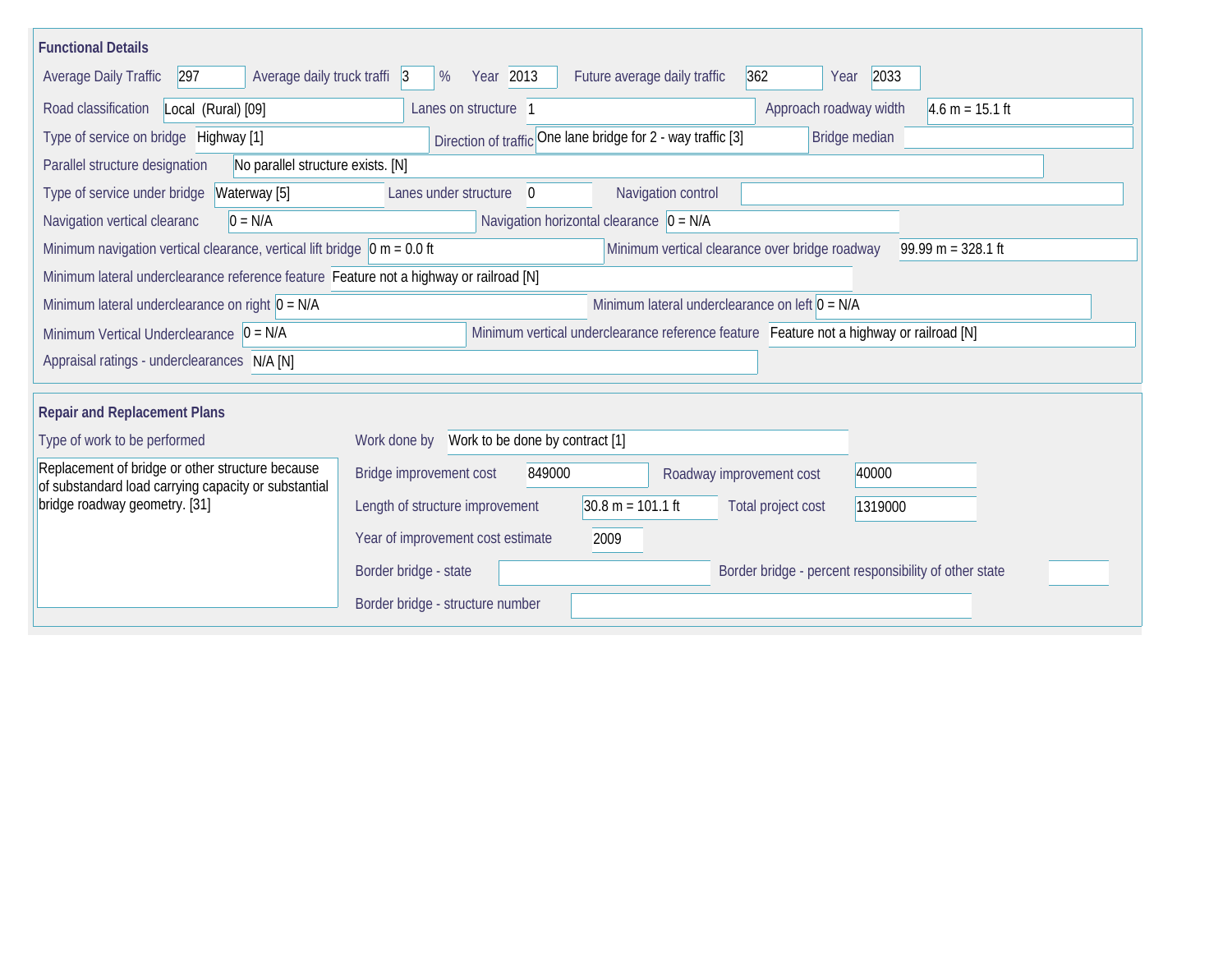## Functional Details

Average Daily Traffic: 297
Average daily truck traffi: 3 %
Year: 2013
Future average daily traffic: 362
Year: 2033

Road classification: Local (Rural) [09]
Lanes on structure: 1
Approach roadway width: 4.6 m = 15.1 ft

Type of service on bridge: Highway [1]
Direction of traffic: One lane bridge for 2 - way traffic [3]
Bridge median:

Parallel structure designation: No parallel structure exists. [N]

Type of service under bridge: Waterway [5]
Lanes under structure: 0
Navigation control:

Navigation vertical clearanc: 0 = N/A
Navigation horizontal clearance: 0 = N/A

Minimum navigation vertical clearance, vertical lift bridge: 0 m = 0.0 ft
Minimum vertical clearance over bridge roadway: 99.99 m = 328.1 ft

Minimum lateral underclearance reference feature: Feature not a highway or railroad [N]

Minimum lateral underclearance on right: 0 = N/A
Minimum lateral underclearance on left: 0 = N/A

Minimum Vertical Underclearance: 0 = N/A
Minimum vertical underclearance reference feature: Feature not a highway or railroad [N]

Appraisal ratings - underclearances: N/A [N]

## Repair and Replacement Plans

Type of work to be performed:
Replacement of bridge or other structure because of substandard load carrying capacity or substantial bridge roadway geometry. [31]

Work done by: Work to be done by contract [1]

Bridge improvement cost: 849000
Roadway improvement cost: 40000

Length of structure improvement: 30.8 m = 101.1 ft
Total project cost: 1319000

Year of improvement cost estimate: 2009

Border bridge - state:
Border bridge - percent responsibility of other state:

Border bridge - structure number: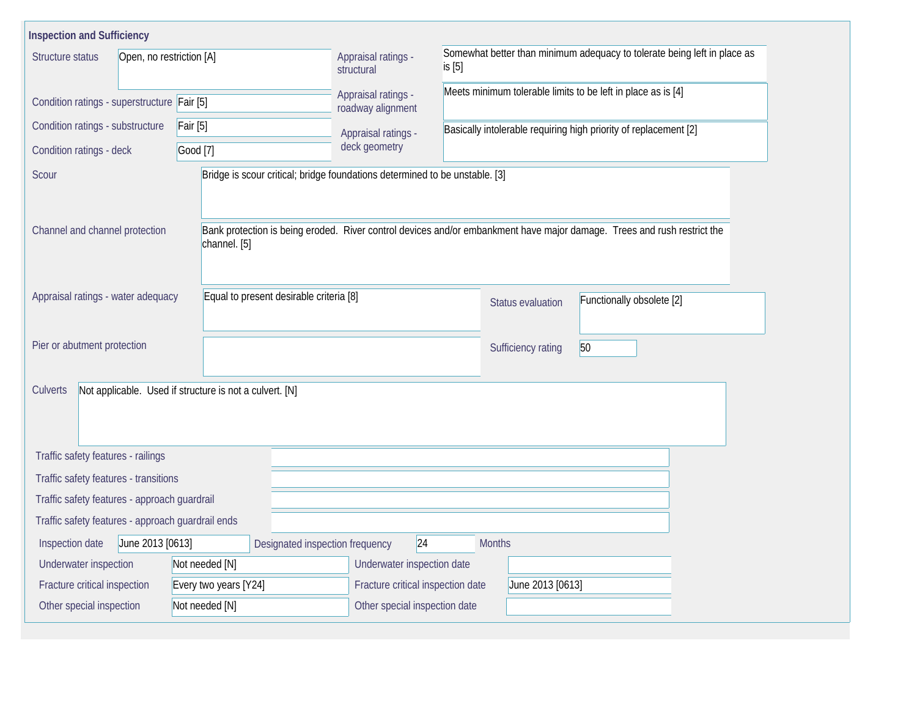## Inspection and Sufficiency

| | |
|---|---|
| Structure status | Open, no restriction [A] |
| Condition ratings - superstructure | Fair [5] |
| Condition ratings - substructure | Fair [5] |
| Condition ratings - deck | Good [7] |
| Appraisal ratings - structural | Somewhat better than minimum adequacy to tolerate being left in place as is [5] |
| Appraisal ratings - roadway alignment | Meets minimum tolerable limits to be left in place as is [4] |
| Appraisal ratings - deck geometry | Basically intolerable requiring high priority of replacement [2] |
| Scour | Bridge is scour critical; bridge foundations determined to be unstable. [3] |
| Channel and channel protection | Bank protection is being eroded. River control devices and/or embankment have major damage. Trees and rush restrict the channel. [5] |
| Appraisal ratings - water adequacy | Equal to present desirable criteria [8] |
| Status evaluation | Functionally obsolete [2] |
| Pier or abutment protection | |
| Sufficiency rating | 50 |
| Culverts | Not applicable. Used if structure is not a culvert. [N] |
| Traffic safety features - railings | |
| Traffic safety features - transitions | |
| Traffic safety features - approach guardrail | |
| Traffic safety features - approach guardrail ends | |
| Inspection date | June 2013 [0613] |
| Designated inspection frequency | 24 Months |
| Underwater inspection | Not needed [N] |
| Underwater inspection date | |
| Fracture critical inspection | Every two years [Y24] |
| Fracture critical inspection date | June 2013 [0613] |
| Other special inspection | Not needed [N] |
| Other special inspection date | |